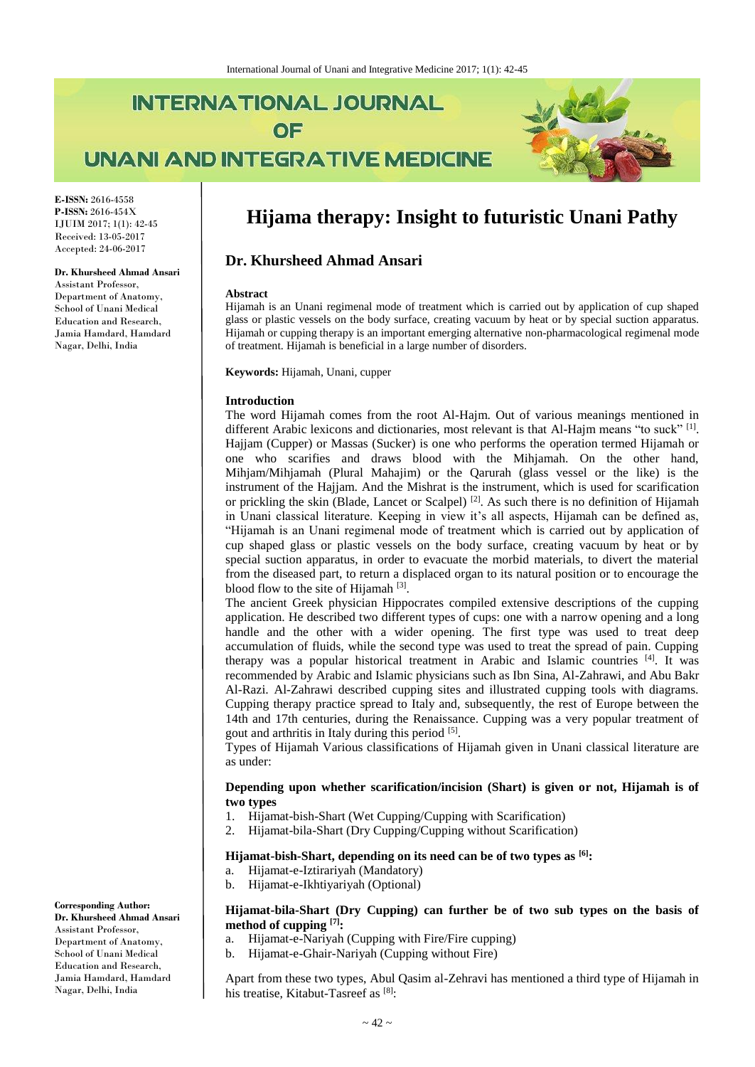# INTERNATIONAL JOURNAL OF UNANI AND INTEGRATIVE MEDICINE

**E-ISSN:** 2616-4558
**P-ISSN:** 2616-454X
IJUIM 2017; 1(1): 42-45
Received: 13-05-2017
Accepted: 24-06-2017

**Dr. Khursheed Ahmad Ansari**
Assistant Professor, Department of Anatomy, School of Unani Medical Education and Research, Jamia Hamdard, Hamdard Nagar, Delhi, India

**Corresponding Author:**
**Dr. Khursheed Ahmad Ansari**
Assistant Professor, Department of Anatomy, School of Unani Medical Education and Research, Jamia Hamdard, Hamdard Nagar, Delhi, India

# Hijama therapy: Insight to futuristic Unani Pathy

## Dr. Khursheed Ahmad Ansari

**Abstract**

Hijamah is an Unani regimenal mode of treatment which is carried out by application of cup shaped glass or plastic vessels on the body surface, creating vacuum by heat or by special suction apparatus. Hijamah or cupping therapy is an important emerging alternative non-pharmacological regimenal mode of treatment. Hijamah is beneficial in a large number of disorders.

**Keywords:** Hijamah, Unani, cupper

**Introduction**

The word Hijamah comes from the root Al-Hajm. Out of various meanings mentioned in different Arabic lexicons and dictionaries, most relevant is that Al-Hajm means "to suck" [1]. Hajjam (Cupper) or Massas (Sucker) is one who performs the operation termed Hijamah or one who scarifies and draws blood with the Mihjamah. On the other hand, Mihjam/Mihjamah (Plural Mahajim) or the Qarurah (glass vessel or the like) is the instrument of the Hajjam. And the Mishrat is the instrument, which is used for scarification or prickling the skin (Blade, Lancet or Scalpel) [2]. As such there is no definition of Hijamah in Unani classical literature. Keeping in view it's all aspects, Hijamah can be defined as, "Hijamah is an Unani regimenal mode of treatment which is carried out by application of cup shaped glass or plastic vessels on the body surface, creating vacuum by heat or by special suction apparatus, in order to evacuate the morbid materials, to divert the material from the diseased part, to return a displaced organ to its natural position or to encourage the blood flow to the site of Hijamah [3].

The ancient Greek physician Hippocrates compiled extensive descriptions of the cupping application. He described two different types of cups: one with a narrow opening and a long handle and the other with a wider opening. The first type was used to treat deep accumulation of fluids, while the second type was used to treat the spread of pain. Cupping therapy was a popular historical treatment in Arabic and Islamic countries [4]. It was recommended by Arabic and Islamic physicians such as Ibn Sina, Al-Zahrawi, and Abu Bakr Al-Razi. Al-Zahrawi described cupping sites and illustrated cupping tools with diagrams. Cupping therapy practice spread to Italy and, subsequently, the rest of Europe between the 14th and 17th centuries, during the Renaissance. Cupping was a very popular treatment of gout and arthritis in Italy during this period [5].

Types of Hijamah Various classifications of Hijamah given in Unani classical literature are as under:

**Depending upon whether scarification/incision (Shart) is given or not, Hijamah is of two types**

1. Hijamat-bish-Shart (Wet Cupping/Cupping with Scarification)
2. Hijamat-bila-Shart (Dry Cupping/Cupping without Scarification)

**Hijamat-bish-Shart, depending on its need can be of two types as [6]:**

a. Hijamat-e-Iztirariyah (Mandatory)
b. Hijamat-e-Ikhtiyariyah (Optional)

**Hijamat-bila-Shart (Dry Cupping) can further be of two sub types on the basis of method of cupping [7]:**

a. Hijamat-e-Nariyah (Cupping with Fire/Fire cupping)
b. Hijamat-e-Ghair-Nariyah (Cupping without Fire)

Apart from these two types, Abul Qasim al-Zehravi has mentioned a third type of Hijamah in his treatise, Kitabut-Tasreef as [8]: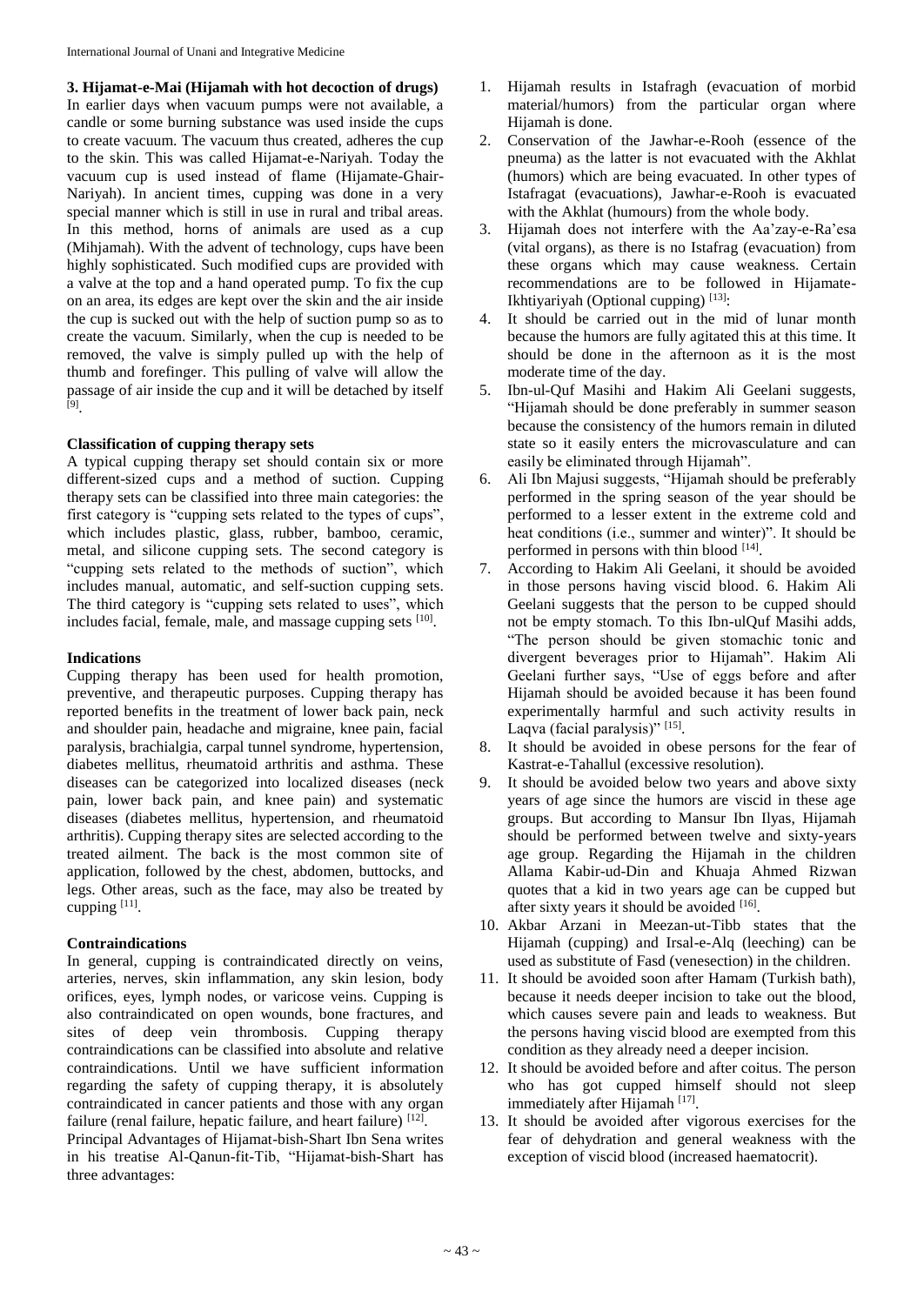**3. Hijamat-e-Mai (Hijamah with hot decoction of drugs)**

In earlier days when vacuum pumps were not available, a candle or some burning substance was used inside the cups to create vacuum. The vacuum thus created, adheres the cup to the skin. This was called Hijamat-e-Nariyah. Today the vacuum cup is used instead of flame (Hijamate-Ghair-Nariyah). In ancient times, cupping was done in a very special manner which is still in use in rural and tribal areas. In this method, horns of animals are used as a cup (Mihjamah). With the advent of technology, cups have been highly sophisticated. Such modified cups are provided with a valve at the top and a hand operated pump. To fix the cup on an area, its edges are kept over the skin and the air inside the cup is sucked out with the help of suction pump so as to create the vacuum. Similarly, when the cup is needed to be removed, the valve is simply pulled up with the help of thumb and forefinger. This pulling of valve will allow the passage of air inside the cup and it will be detached by itself [9].

### Classification of cupping therapy sets

A typical cupping therapy set should contain six or more different-sized cups and a method of suction. Cupping therapy sets can be classified into three main categories: the first category is "cupping sets related to the types of cups", which includes plastic, glass, rubber, bamboo, ceramic, metal, and silicone cupping sets. The second category is "cupping sets related to the methods of suction", which includes manual, automatic, and self-suction cupping sets. The third category is "cupping sets related to uses", which includes facial, female, male, and massage cupping sets [10].

### Indications

Cupping therapy has been used for health promotion, preventive, and therapeutic purposes. Cupping therapy has reported benefits in the treatment of lower back pain, neck and shoulder pain, headache and migraine, knee pain, facial paralysis, brachialgia, carpal tunnel syndrome, hypertension, diabetes mellitus, rheumatoid arthritis and asthma. These diseases can be categorized into localized diseases (neck pain, lower back pain, and knee pain) and systematic diseases (diabetes mellitus, hypertension, and rheumatoid arthritis). Cupping therapy sites are selected according to the treated ailment. The back is the most common site of application, followed by the chest, abdomen, buttocks, and legs. Other areas, such as the face, may also be treated by cupping [11].

### Contraindications

In general, cupping is contraindicated directly on veins, arteries, nerves, skin inflammation, any skin lesion, body orifices, eyes, lymph nodes, or varicose veins. Cupping is also contraindicated on open wounds, bone fractures, and sites of deep vein thrombosis. Cupping therapy contraindications can be classified into absolute and relative contraindications. Until we have sufficient information regarding the safety of cupping therapy, it is absolutely contraindicated in cancer patients and those with any organ failure (renal failure, hepatic failure, and heart failure) [12].

Principal Advantages of Hijamat-bish-Shart Ibn Sena writes in his treatise Al-Qanun-fit-Tib, "Hijamat-bish-Shart has three advantages:

1. Hijamah results in Istafragh (evacuation of morbid material/humors) from the particular organ where Hijamah is done.
2. Conservation of the Jawhar-e-Rooh (essence of the pneuma) as the latter is not evacuated with the Akhlat (humors) which are being evacuated. In other types of Istafragat (evacuations), Jawhar-e-Rooh is evacuated with the Akhlat (humours) from the whole body.
3. Hijamah does not interfere with the Aa'zay-e-Ra'esa (vital organs), as there is no Istafrag (evacuation) from these organs which may cause weakness. Certain recommendations are to be followed in Hijamate-Ikhtiyariyah (Optional cupping) [13]:
4. It should be carried out in the mid of lunar month because the humors are fully agitated this at this time. It should be done in the afternoon as it is the most moderate time of the day.
5. Ibn-ul-Quf Masihi and Hakim Ali Geelani suggests, "Hijamah should be done preferably in summer season because the consistency of the humors remain in diluted state so it easily enters the microvasculature and can easily be eliminated through Hijamah".
6. Ali Ibn Majusi suggests, "Hijamah should be preferably performed in the spring season of the year should be performed to a lesser extent in the extreme cold and heat conditions (i.e., summer and winter)". It should be performed in persons with thin blood [14].
7. According to Hakim Ali Geelani, it should be avoided in those persons having viscid blood. 6. Hakim Ali Geelani suggests that the person to be cupped should not be empty stomach. To this Ibn-ulQuf Masihi adds, "The person should be given stomachic tonic and divergent beverages prior to Hijamah". Hakim Ali Geelani further says, "Use of eggs before and after Hijamah should be avoided because it has been found experimentally harmful and such activity results in Laqva (facial paralysis)" [15].
8. It should be avoided in obese persons for the fear of Kastrat-e-Tahallul (excessive resolution).
9. It should be avoided below two years and above sixty years of age since the humors are viscid in these age groups. But according to Mansur Ibn Ilyas, Hijamah should be performed between twelve and sixty-years age group. Regarding the Hijamah in the children Allama Kabir-ud-Din and Khuaja Ahmed Rizwan quotes that a kid in two years age can be cupped but after sixty years it should be avoided [16].
10. Akbar Arzani in Meezan-ut-Tibb states that the Hijamah (cupping) and Irsal-e-Alq (leeching) can be used as substitute of Fasd (venesection) in the children.
11. It should be avoided soon after Hamam (Turkish bath), because it needs deeper incision to take out the blood, which causes severe pain and leads to weakness. But the persons having viscid blood are exempted from this condition as they already need a deeper incision.
12. It should be avoided before and after coitus. The person who has got cupped himself should not sleep immediately after Hijamah [17].
13. It should be avoided after vigorous exercises for the fear of dehydration and general weakness with the exception of viscid blood (increased haematocrit).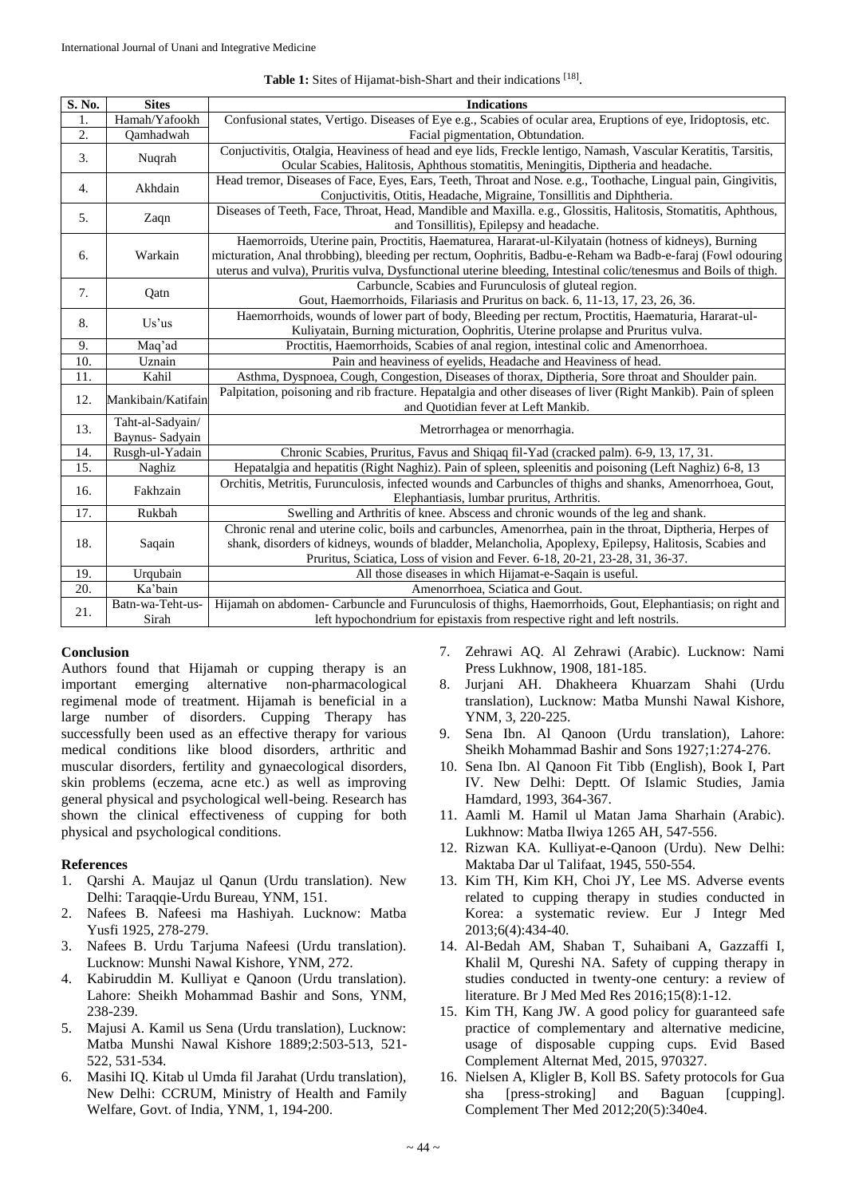**Table 1:** Sites of Hijamat-bish-Shart and their indications [18].

| S. No. | Sites | Indications |
|---|---|---|
| 1. | Hamah/Yafookh | Confusional states, Vertigo. Diseases of Eye e.g., Scabies of ocular area, Eruptions of eye, Iridoptosis, etc. |
| 2. | Qamhadwah | Facial pigmentation, Obtundation. |
| 3. | Nuqrah | Conjuctivitis, Otalgia, Heaviness of head and eye lids, Freckle lentigo, Namash, Vascular Keratitis, Tarsitis, Ocular Scabies, Halitosis, Aphthous stomatitis, Meningitis, Diptheria and headache. |
| 4. | Akhdain | Head tremor, Diseases of Face, Eyes, Ears, Teeth, Throat and Nose. e.g., Toothache, Lingual pain, Gingivitis, Conjuctivitis, Otitis, Headache, Migraine, Tonsillitis and Diphtheria. |
| 5. | Zaqn | Diseases of Teeth, Face, Throat, Head, Mandible and Maxilla. e.g., Glossitis, Halitosis, Stomatitis, Aphthous, and Tonsillitis), Epilepsy and headache. |
| 6. | Warkain | Haemorroids, Uterine pain, Proctitis, Haematurea, Hararat-ul-Kilyatain (hotness of kidneys), Burning micturation, Anal throbbing), bleeding per rectum, Oophritis, Badbu-e-Reham wa Badb-e-faraj (Fowl odouring uterus and vulva), Pruritis vulva, Dysfunctional uterine bleeding, Intestinal colic/tenesmus and Boils of thigh. |
| 7. | Qatn | Carbuncle, Scabies and Furunculosis of gluteal region. Gout, Haemorrhoids, Filariasis and Pruritus on back. 6, 11-13, 17, 23, 26, 36. |
| 8. | Us'us | Haemorrhoids, wounds of lower part of body, Bleeding per rectum, Proctitis, Haematuria, Hararat-ul-Kuliyatain, Burning micturation, Oophritis, Uterine prolapse and Pruritus vulva. |
| 9. | Maq'ad | Proctitis, Haemorrhoids, Scabies of anal region, intestinal colic and Amenorrhoea. |
| 10. | Uznain | Pain and heaviness of eyelids, Headache and Heaviness of head. |
| 11. | Kahil | Asthma, Dyspnoea, Cough, Congestion, Diseases of thorax, Diptheria, Sore throat and Shoulder pain. |
| 12. | Mankibain/Katifain | Palpitation, poisoning and rib fracture. Hepatalgia and other diseases of liver (Right Mankib). Pain of spleen and Quotidian fever at Left Mankib. |
| 13. | Taht-al-Sadyain/ Baynus- Sadyain | Metrorrhagea or menorrhagia. |
| 14. | Rusgh-ul-Yadain | Chronic Scabies, Pruritus, Favus and Shiqaq fil-Yad (cracked palm). 6-9, 13, 17, 31. |
| 15. | Naghiz | Hepatalgia and hepatitis (Right Naghiz). Pain of spleen, spleenitis and poisoning (Left Naghiz) 6-8, 13 |
| 16. | Fakhzain | Orchitis, Metritis, Furunculosis, infected wounds and Carbuncles of thighs and shanks, Amenorrhoea, Gout, Elephantiasis, lumbar pruritus, Arthritis. |
| 17. | Rukbah | Swelling and Arthritis of knee. Abscess and chronic wounds of the leg and shank. |
| 18. | Saqain | Chronic renal and uterine colic, boils and carbuncles, Amenorrhea, pain in the throat, Diptheria, Herpes of shank, disorders of kidneys, wounds of bladder, Melancholia, Apoplexy, Epilepsy, Halitosis, Scabies and Pruritus, Sciatica, Loss of vision and Fever. 6-18, 20-21, 23-28, 31, 36-37. |
| 19. | Urqubain | All those diseases in which Hijamat-e-Saqain is useful. |
| 20. | Ka'bain | Amenorrhoea, Sciatica and Gout. |
| 21. | Batn-wa-Teht-us-Sirah | Hijamah on abdomen- Carbuncle and Furunculosis of thighs, Haemorrhoids, Gout, Elephantiasis; on right and left hypochondrium for epistaxis from respective right and left nostrils. |

## Conclusion

Authors found that Hijamah or cupping therapy is an important emerging alternative non-pharmacological regimenal mode of treatment. Hijamah is beneficial in a large number of disorders. Cupping Therapy has successfully been used as an effective therapy for various medical conditions like blood disorders, arthritic and muscular disorders, fertility and gynaecological disorders, skin problems (eczema, acne etc.) as well as improving general physical and psychological well-being. Research has shown the clinical effectiveness of cupping for both physical and psychological conditions.

## References

1. Qarshi A. Maujaz ul Qanun (Urdu translation). New Delhi: Taraqqie-Urdu Bureau, YNM, 151.
2. Nafees B. Nafeesi ma Hashiyah. Lucknow: Matba Yusfi 1925, 278-279.
3. Nafees B. Urdu Tarjuma Nafeesi (Urdu translation). Lucknow: Munshi Nawal Kishore, YNM, 272.
4. Kabiruddin M. Kulliyat e Qanoon (Urdu translation). Lahore: Sheikh Mohammad Bashir and Sons, YNM, 238-239.
5. Majusi A. Kamil us Sena (Urdu translation), Lucknow: Matba Munshi Nawal Kishore 1889;2:503-513, 521-522, 531-534.
6. Masihi IQ. Kitab ul Umda fil Jarahat (Urdu translation), New Delhi: CCRUM, Ministry of Health and Family Welfare, Govt. of India, YNM, 1, 194-200.
7. Zehrawi AQ. Al Zehrawi (Arabic). Lucknow: Nami Press Lukhnow, 1908, 181-185.
8. Jurjani AH. Dhakheera Khuarzam Shahi (Urdu translation), Lucknow: Matba Munshi Nawal Kishore, YNM, 3, 220-225.
9. Sena Ibn. Al Qanoon (Urdu translation), Lahore: Sheikh Mohammad Bashir and Sons 1927;1:274-276.
10. Sena Ibn. Al Qanoon Fit Tibb (English), Book I, Part IV. New Delhi: Deptt. Of Islamic Studies, Jamia Hamdard, 1993, 364-367.
11. Aamli M. Hamil ul Matan Jama Sharhain (Arabic). Lukhnow: Matba Ilwiya 1265 AH, 547-556.
12. Rizwan KA. Kulliyat-e-Qanoon (Urdu). New Delhi: Maktaba Dar ul Talifaat, 1945, 550-554.
13. Kim TH, Kim KH, Choi JY, Lee MS. Adverse events related to cupping therapy in studies conducted in Korea: a systematic review. Eur J Integr Med 2013;6(4):434-40.
14. Al-Bedah AM, Shaban T, Suhaibani A, Gazzaffi I, Khalil M, Qureshi NA. Safety of cupping therapy in studies conducted in twenty-one century: a review of literature. Br J Med Med Res 2016;15(8):1-12.
15. Kim TH, Kang JW. A good policy for guaranteed safe practice of complementary and alternative medicine, usage of disposable cupping cups. Evid Based Complement Alternat Med, 2015, 970327.
16. Nielsen A, Kligler B, Koll BS. Safety protocols for Gua sha [press-stroking] and Baguan [cupping]. Complement Ther Med 2012;20(5):340e4.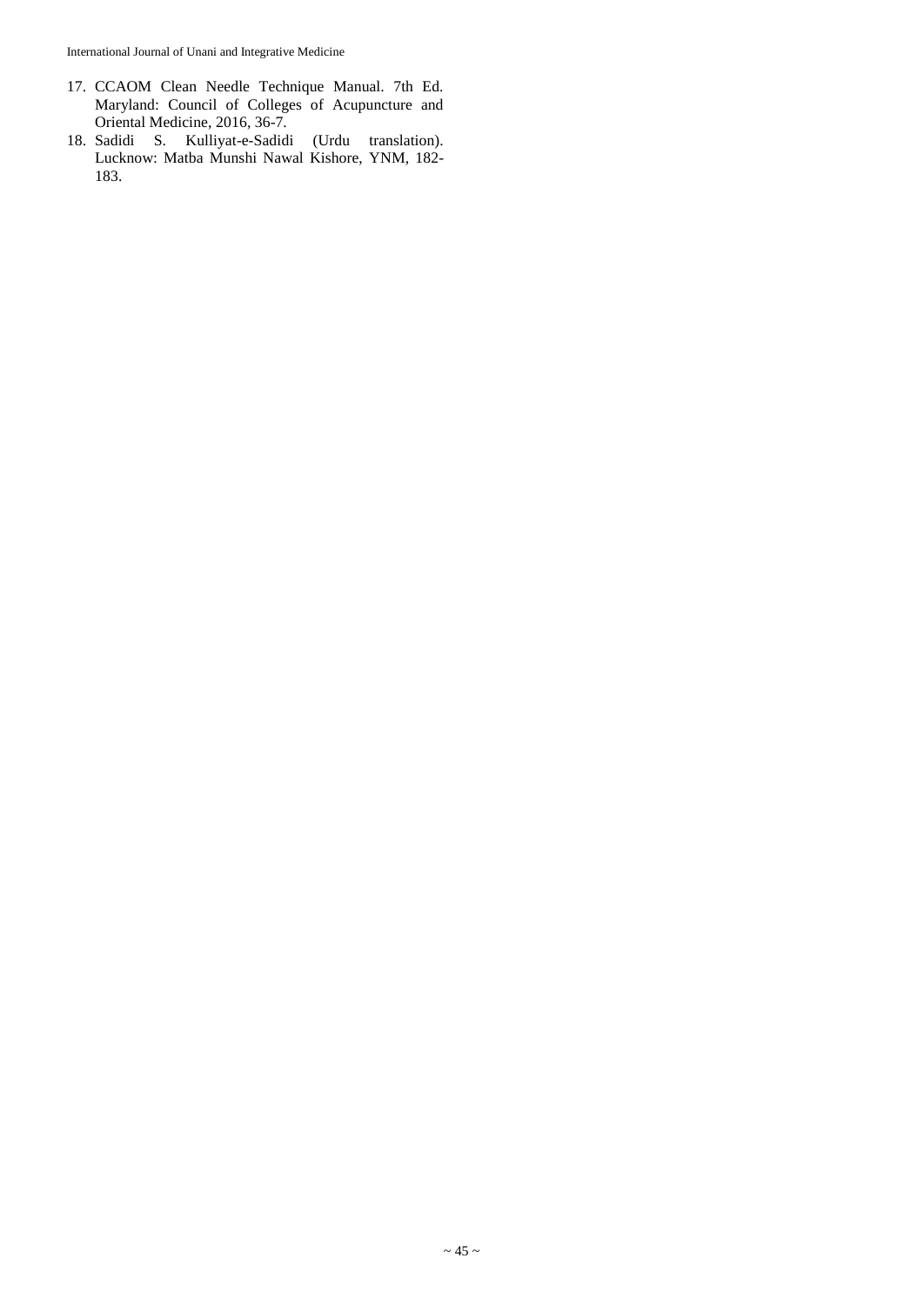17. CCAOM Clean Needle Technique Manual. 7th Ed. Maryland: Council of Colleges of Acupuncture and Oriental Medicine, 2016, 36-7.
18. Sadidi S. Kulliyat-e-Sadidi (Urdu translation). Lucknow: Matba Munshi Nawal Kishore, YNM, 182-183.